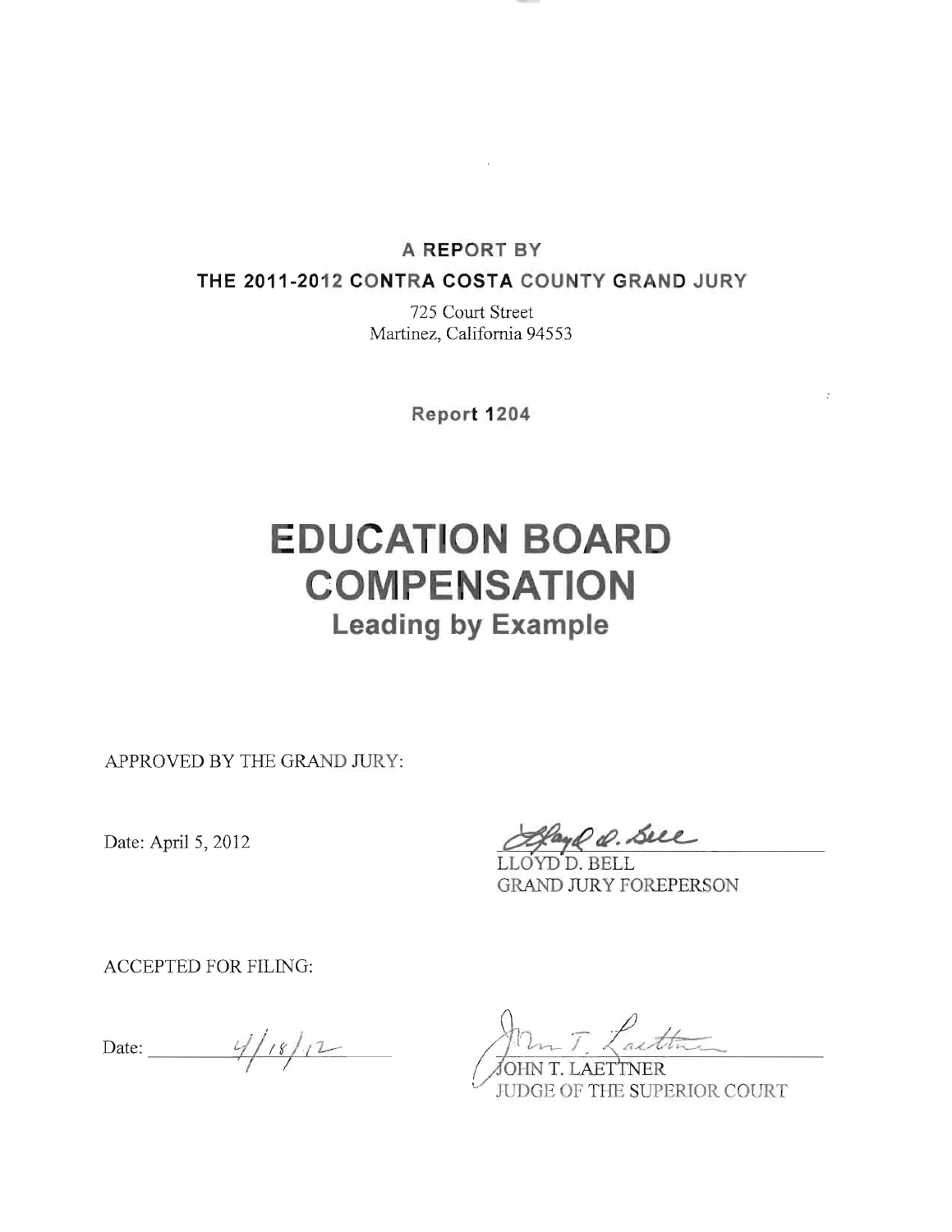**A REPORT BY**

**THE 2011-2012 CONTRA COSTA COUNTY GRAND JURY**

725 Court Street
Martinez, California 94553

**Report 1204**

# EDUCATION BOARD COMPENSATION

## Leading by Example

APPROVED BY THE GRAND JURY:

Date: April 5, 2012

LLOYD D. BELL
GRAND JURY FOREPERSON

ACCEPTED FOR FILING:

Date: 4/18/12

JOHN T. LAETTNER
JUDGE OF THE SUPERIOR COURT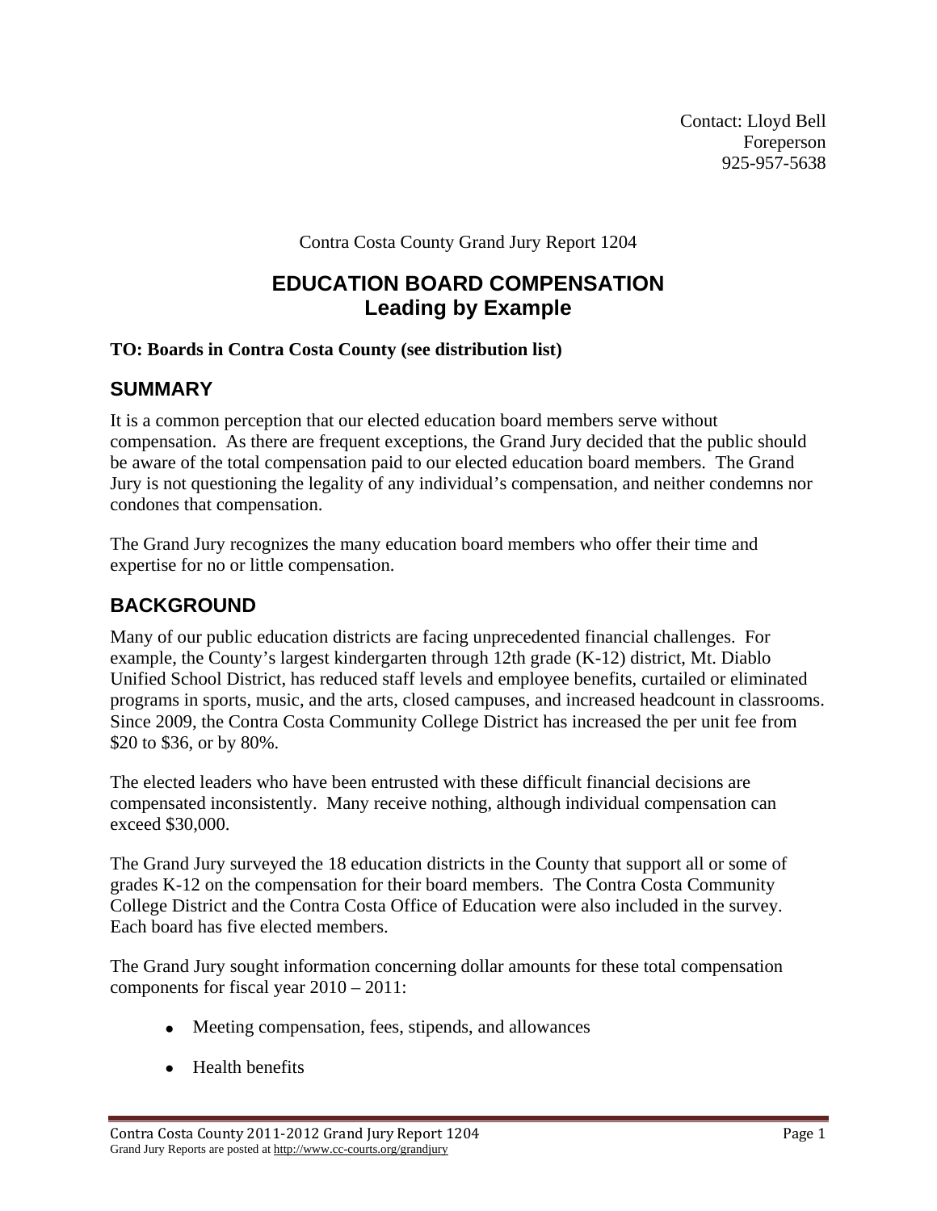Contact: Lloyd Bell
Foreperson
925-957-5638

Contra Costa County Grand Jury Report 1204

# EDUCATION BOARD COMPENSATION
# Leading by Example

**TO: Boards in Contra Costa County (see distribution list)**

## SUMMARY

It is a common perception that our elected education board members serve without compensation. As there are frequent exceptions, the Grand Jury decided that the public should be aware of the total compensation paid to our elected education board members. The Grand Jury is not questioning the legality of any individual's compensation, and neither condemns nor condones that compensation.

The Grand Jury recognizes the many education board members who offer their time and expertise for no or little compensation.

## BACKGROUND

Many of our public education districts are facing unprecedented financial challenges. For example, the County's largest kindergarten through 12th grade (K-12) district, Mt. Diablo Unified School District, has reduced staff levels and employee benefits, curtailed or eliminated programs in sports, music, and the arts, closed campuses, and increased headcount in classrooms. Since 2009, the Contra Costa Community College District has increased the per unit fee from $20 to $36, or by 80%.

The elected leaders who have been entrusted with these difficult financial decisions are compensated inconsistently. Many receive nothing, although individual compensation can exceed $30,000.

The Grand Jury surveyed the 18 education districts in the County that support all or some of grades K-12 on the compensation for their board members. The Contra Costa Community College District and the Contra Costa Office of Education were also included in the survey. Each board has five elected members.

The Grand Jury sought information concerning dollar amounts for these total compensation components for fiscal year 2010 – 2011:

- Meeting compensation, fees, stipends, and allowances
- Health benefits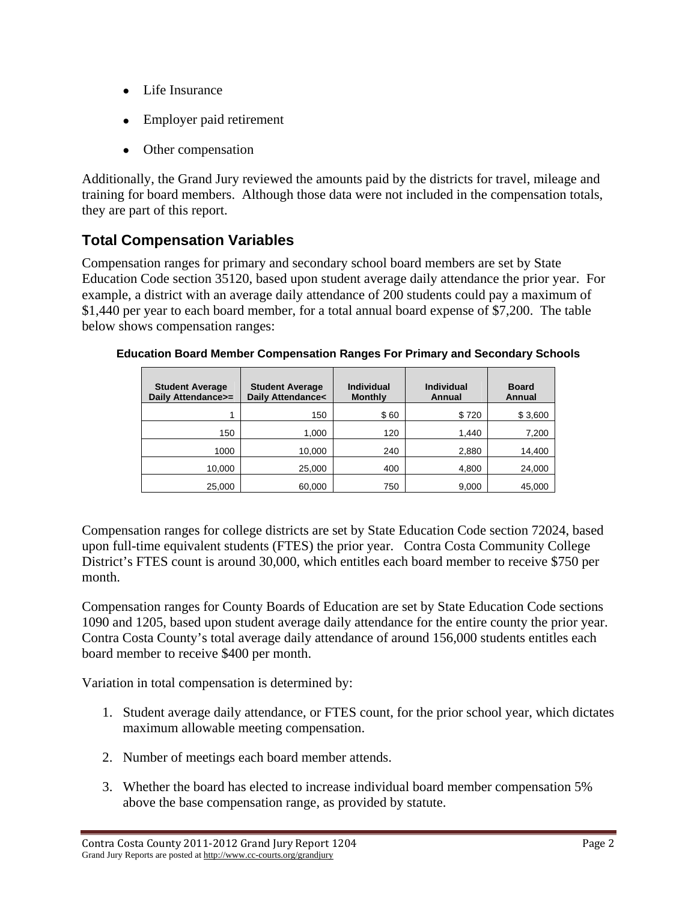- Life Insurance
- Employer paid retirement
- Other compensation

Additionally, the Grand Jury reviewed the amounts paid by the districts for travel, mileage and training for board members. Although those data were not included in the compensation totals, they are part of this report.

## Total Compensation Variables

Compensation ranges for primary and secondary school board members are set by State Education Code section 35120, based upon student average daily attendance the prior year. For example, a district with an average daily attendance of 200 students could pay a maximum of $1,440 per year to each board member, for a total annual board expense of $7,200. The table below shows compensation ranges:

**Education Board Member Compensation Ranges For Primary and Secondary Schools**

| Student Average Daily Attendance>= | Student Average Daily Attendance< | Individual Monthly | Individual Annual | Board Annual |
|---|---|---|---|---|
| 1 | 150 | $ 60 | $ 720 | $ 3,600 |
| 150 | 1,000 | 120 | 1,440 | 7,200 |
| 1000 | 10,000 | 240 | 2,880 | 14,400 |
| 10,000 | 25,000 | 400 | 4,800 | 24,000 |
| 25,000 | 60,000 | 750 | 9,000 | 45,000 |

Compensation ranges for college districts are set by State Education Code section 72024, based upon full-time equivalent students (FTES) the prior year. Contra Costa Community College District's FTES count is around 30,000, which entitles each board member to receive $750 per month.

Compensation ranges for County Boards of Education are set by State Education Code sections 1090 and 1205, based upon student average daily attendance for the entire county the prior year. Contra Costa County's total average daily attendance of around 156,000 students entitles each board member to receive $400 per month.

Variation in total compensation is determined by:

1. Student average daily attendance, or FTES count, for the prior school year, which dictates maximum allowable meeting compensation.
2. Number of meetings each board member attends.
3. Whether the board has elected to increase individual board member compensation 5% above the base compensation range, as provided by statute.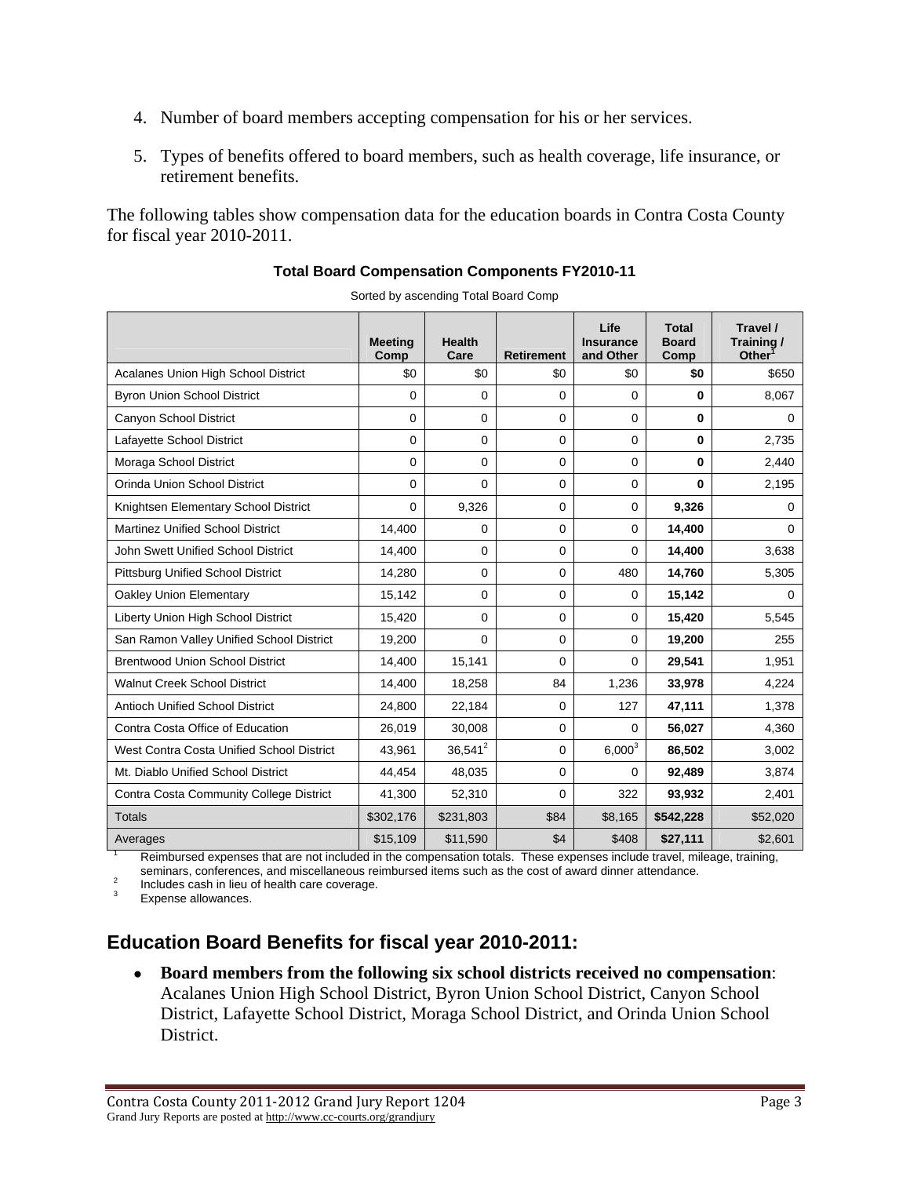4. Number of board members accepting compensation for his or her services.

5. Types of benefits offered to board members, such as health coverage, life insurance, or retirement benefits.

The following tables show compensation data for the education boards in Contra Costa County for fiscal year 2010-2011.

**Total Board Compensation Components FY2010-11**

Sorted by ascending Total Board Comp

| | Meeting Comp | Health Care | Retirement | Life Insurance and Other | Total Board Comp | Travel / Training / Other[1] |
|---|---|---|---|---|---|---|
| Acalanes Union High School District | $0 | $0 | $0 | $0 | **$0** | $650 |
| Byron Union School District | 0 | 0 | 0 | 0 | **0** | 8,067 |
| Canyon School District | 0 | 0 | 0 | 0 | **0** | 0 |
| Lafayette School District | 0 | 0 | 0 | 0 | **0** | 2,735 |
| Moraga School District | 0 | 0 | 0 | 0 | **0** | 2,440 |
| Orinda Union School District | 0 | 0 | 0 | 0 | **0** | 2,195 |
| Knightsen Elementary School District | 0 | 9,326 | 0 | 0 | **9,326** | 0 |
| Martinez Unified School District | 14,400 | 0 | 0 | 0 | **14,400** | 0 |
| John Swett Unified School District | 14,400 | 0 | 0 | 0 | **14,400** | 3,638 |
| Pittsburg Unified School District | 14,280 | 0 | 0 | 480 | **14,760** | 5,305 |
| Oakley Union Elementary | 15,142 | 0 | 0 | 0 | **15,142** | 0 |
| Liberty Union High School District | 15,420 | 0 | 0 | 0 | **15,420** | 5,545 |
| San Ramon Valley Unified School District | 19,200 | 0 | 0 | 0 | **19,200** | 255 |
| Brentwood Union School District | 14,400 | 15,141 | 0 | 0 | **29,541** | 1,951 |
| Walnut Creek School District | 14,400 | 18,258 | 84 | 1,236 | **33,978** | 4,224 |
| Antioch Unified School District | 24,800 | 22,184 | 0 | 127 | **47,111** | 1,378 |
| Contra Costa Office of Education | 26,019 | 30,008 | 0 | 0 | **56,027** | 4,360 |
| West Contra Costa Unified School District | 43,961 | 36,541[2] | 0 | 6,000[3] | **86,502** | 3,002 |
| Mt. Diablo Unified School District | 44,454 | 48,035 | 0 | 0 | **92,489** | 3,874 |
| Contra Costa Community College District | 41,300 | 52,310 | 0 | 322 | **93,932** | 2,401 |
| Totals | $302,176 | $231,803 | $84 | $8,165 | **$542,228** | $52,020 |
| Averages | $15,109 | $11,590 | $4 | $408 | **$27,111** | $2,601 |

[1] Reimbursed expenses that are not included in the compensation totals. These expenses include travel, mileage, training, seminars, conferences, and miscellaneous reimbursed items such as the cost of award dinner attendance.

[2] Includes cash in lieu of health care coverage.

[3] Expense allowances.

## Education Board Benefits for fiscal year 2010-2011:

- **Board members from the following six school districts received no compensation**: Acalanes Union High School District, Byron Union School District, Canyon School District, Lafayette School District, Moraga School District, and Orinda Union School District.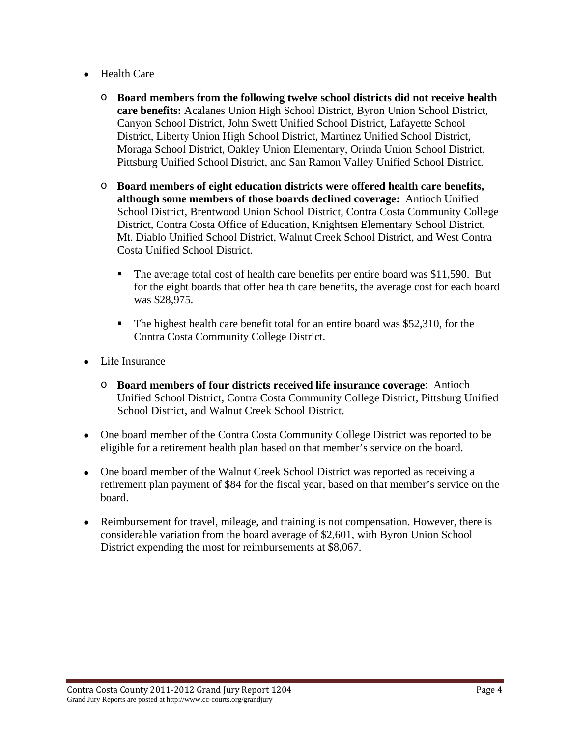- Health Care
  - **Board members from the following twelve school districts did not receive health care benefits:** Acalanes Union High School District, Byron Union School District, Canyon School District, John Swett Unified School District, Lafayette School District, Liberty Union High School District, Martinez Unified School District, Moraga School District, Oakley Union Elementary, Orinda Union School District, Pittsburg Unified School District, and San Ramon Valley Unified School District.
  - **Board members of eight education districts were offered health care benefits, although some members of those boards declined coverage:** Antioch Unified School District, Brentwood Union School District, Contra Costa Community College District, Contra Costa Office of Education, Knightsen Elementary School District, Mt. Diablo Unified School District, Walnut Creek School District, and West Contra Costa Unified School District.
    - The average total cost of health care benefits per entire board was $11,590. But for the eight boards that offer health care benefits, the average cost for each board was $28,975.
    - The highest health care benefit total for an entire board was $52,310, for the Contra Costa Community College District.
- Life Insurance
  - **Board members of four districts received life insurance coverage**: Antioch Unified School District, Contra Costa Community College District, Pittsburg Unified School District, and Walnut Creek School District.
- One board member of the Contra Costa Community College District was reported to be eligible for a retirement health plan based on that member's service on the board.
- One board member of the Walnut Creek School District was reported as receiving a retirement plan payment of $84 for the fiscal year, based on that member's service on the board.
- Reimbursement for travel, mileage, and training is not compensation. However, there is considerable variation from the board average of $2,601, with Byron Union School District expending the most for reimbursements at $8,067.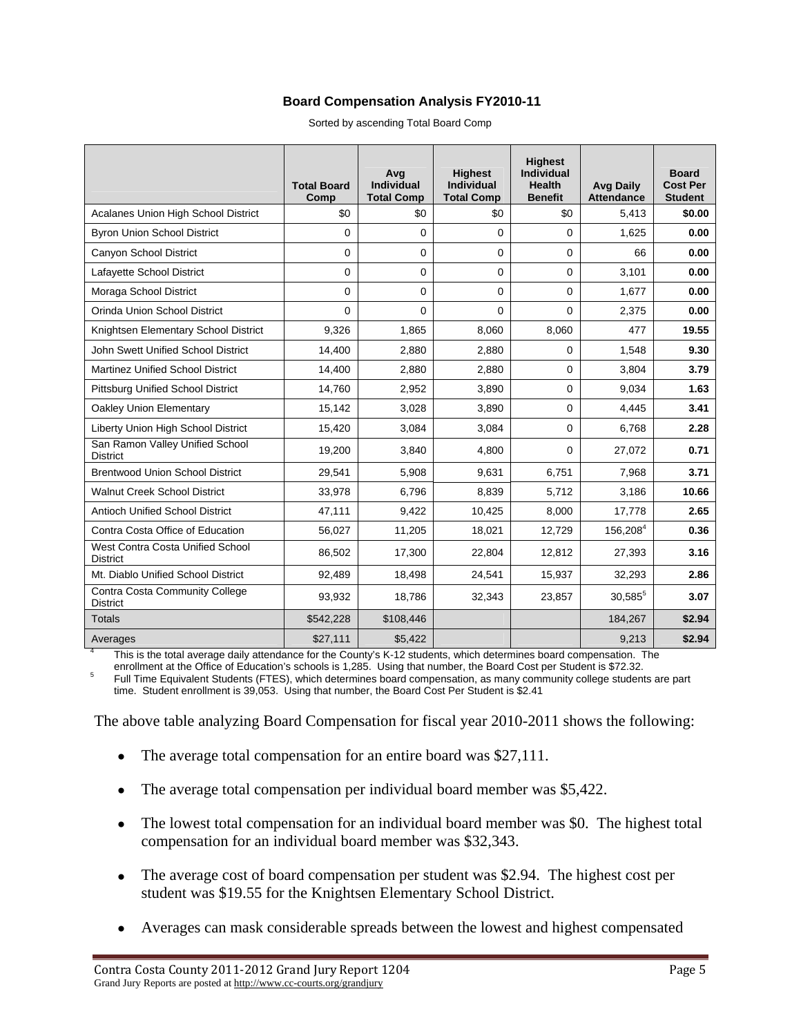**Board Compensation Analysis FY2010-11**

Sorted by ascending Total Board Comp

| | Total Board Comp | Avg Individual Total Comp | Highest Individual Total Comp | Highest Individual Health Benefit | Avg Daily Attendance | Board Cost Per Student |
|---|---|---|---|---|---|---|
| Acalanes Union High School District | $0 | $0 | $0 | $0 | 5,413 | **$0.00** |
| Byron Union School District | 0 | 0 | 0 | 0 | 1,625 | **0.00** |
| Canyon School District | 0 | 0 | 0 | 0 | 66 | **0.00** |
| Lafayette School District | 0 | 0 | 0 | 0 | 3,101 | **0.00** |
| Moraga School District | 0 | 0 | 0 | 0 | 1,677 | **0.00** |
| Orinda Union School District | 0 | 0 | 0 | 0 | 2,375 | **0.00** |
| Knightsen Elementary School District | 9,326 | 1,865 | 8,060 | 8,060 | 477 | **19.55** |
| John Swett Unified School District | 14,400 | 2,880 | 2,880 | 0 | 1,548 | **9.30** |
| Martinez Unified School District | 14,400 | 2,880 | 2,880 | 0 | 3,804 | **3.79** |
| Pittsburg Unified School District | 14,760 | 2,952 | 3,890 | 0 | 9,034 | **1.63** |
| Oakley Union Elementary | 15,142 | 3,028 | 3,890 | 0 | 4,445 | **3.41** |
| Liberty Union High School District | 15,420 | 3,084 | 3,084 | 0 | 6,768 | **2.28** |
| San Ramon Valley Unified School District | 19,200 | 3,840 | 4,800 | 0 | 27,072 | **0.71** |
| Brentwood Union School District | 29,541 | 5,908 | 9,631 | 6,751 | 7,968 | **3.71** |
| Walnut Creek School District | 33,978 | 6,796 | 8,839 | 5,712 | 3,186 | **10.66** |
| Antioch Unified School District | 47,111 | 9,422 | 10,425 | 8,000 | 17,778 | **2.65** |
| Contra Costa Office of Education | 56,027 | 11,205 | 18,021 | 12,729 | 156,208[4] | **0.36** |
| West Contra Costa Unified School District | 86,502 | 17,300 | 22,804 | 12,812 | 27,393 | **3.16** |
| Mt. Diablo Unified School District | 92,489 | 18,498 | 24,541 | 15,937 | 32,293 | **2.86** |
| Contra Costa Community College District | 93,932 | 18,786 | 32,343 | 23,857 | 30,585[5] | **3.07** |
| Totals | $542,228 | $108,446 | | | 184,267 | **$2.94** |
| Averages | $27,111 | $5,422 | | | 9,213 | **$2.94** |

[4] This is the total average daily attendance for the County's K-12 students, which determines board compensation. The enrollment at the Office of Education's schools is 1,285. Using that number, the Board Cost per Student is $72.32.

[5] Full Time Equivalent Students (FTES), which determines board compensation, as many community college students are part time. Student enrollment is 39,053. Using that number, the Board Cost Per Student is $2.41

The above table analyzing Board Compensation for fiscal year 2010-2011 shows the following:

- The average total compensation for an entire board was $27,111.
- The average total compensation per individual board member was $5,422.
- The lowest total compensation for an individual board member was $0. The highest total compensation for an individual board member was $32,343.
- The average cost of board compensation per student was $2.94. The highest cost per student was $19.55 for the Knightsen Elementary School District.
- Averages can mask considerable spreads between the lowest and highest compensated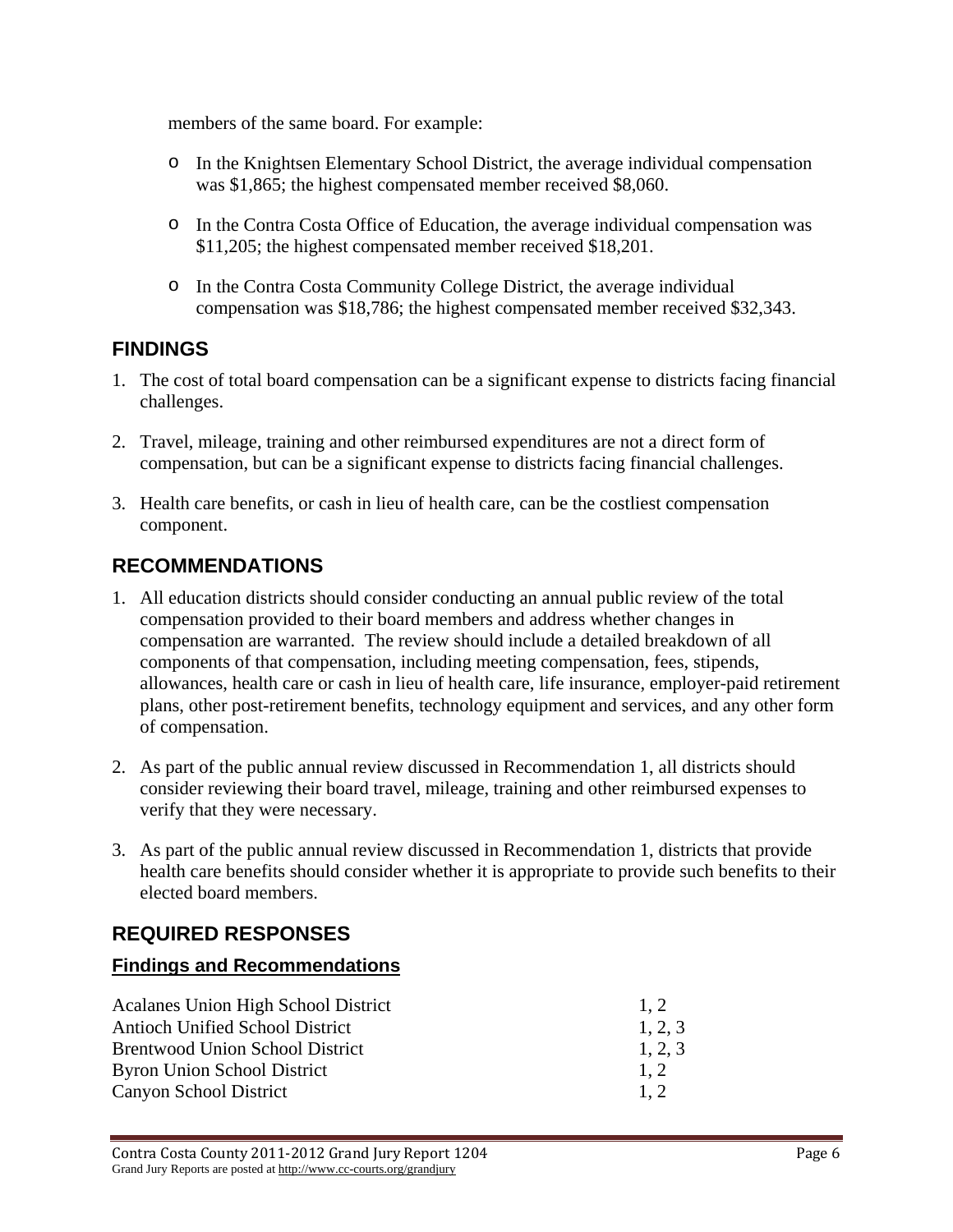members of the same board. For example:

- In the Knightsen Elementary School District, the average individual compensation was $1,865; the highest compensated member received $8,060.
- In the Contra Costa Office of Education, the average individual compensation was $11,205; the highest compensated member received $18,201.
- In the Contra Costa Community College District, the average individual compensation was $18,786; the highest compensated member received $32,343.

## FINDINGS

1. The cost of total board compensation can be a significant expense to districts facing financial challenges.

2. Travel, mileage, training and other reimbursed expenditures are not a direct form of compensation, but can be a significant expense to districts facing financial challenges.

3. Health care benefits, or cash in lieu of health care, can be the costliest compensation component.

## RECOMMENDATIONS

1. All education districts should consider conducting an annual public review of the total compensation provided to their board members and address whether changes in compensation are warranted. The review should include a detailed breakdown of all components of that compensation, including meeting compensation, fees, stipends, allowances, health care or cash in lieu of health care, life insurance, employer-paid retirement plans, other post-retirement benefits, technology equipment and services, and any other form of compensation.

2. As part of the public annual review discussed in Recommendation 1, all districts should consider reviewing their board travel, mileage, training and other reimbursed expenses to verify that they were necessary.

3. As part of the public annual review discussed in Recommendation 1, districts that provide health care benefits should consider whether it is appropriate to provide such benefits to their elected board members.

## REQUIRED RESPONSES

### Findings and Recommendations

| | |
|---|---|
| Acalanes Union High School District | 1, 2 |
| Antioch Unified School District | 1, 2, 3 |
| Brentwood Union School District | 1, 2, 3 |
| Byron Union School District | 1, 2 |
| Canyon School District | 1, 2 |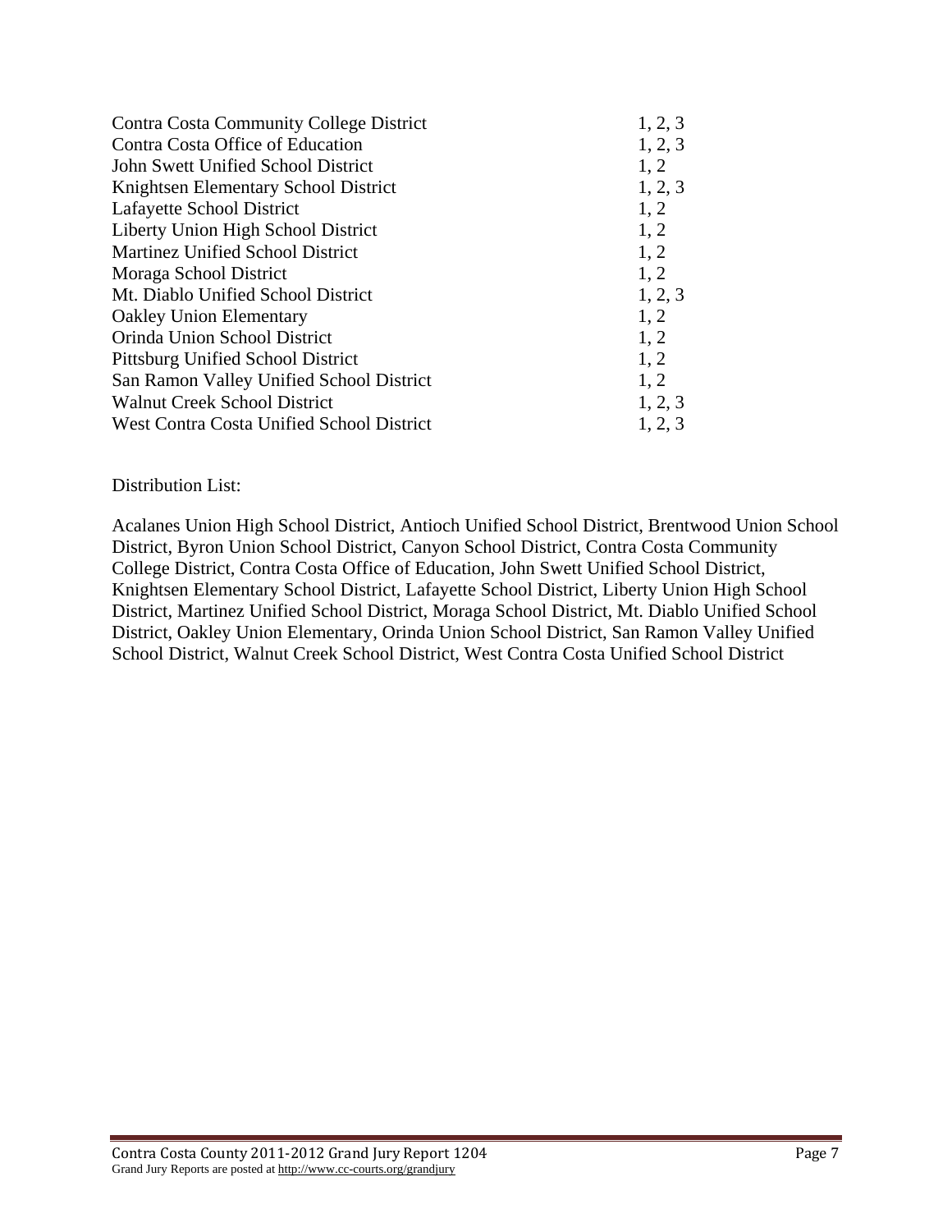| | |
|---|---|
| Contra Costa Community College District | 1, 2, 3 |
| Contra Costa Office of Education | 1, 2, 3 |
| John Swett Unified School District | 1, 2 |
| Knightsen Elementary School District | 1, 2, 3 |
| Lafayette School District | 1, 2 |
| Liberty Union High School District | 1, 2 |
| Martinez Unified School District | 1, 2 |
| Moraga School District | 1, 2 |
| Mt. Diablo Unified School District | 1, 2, 3 |
| Oakley Union Elementary | 1, 2 |
| Orinda Union School District | 1, 2 |
| Pittsburg Unified School District | 1, 2 |
| San Ramon Valley Unified School District | 1, 2 |
| Walnut Creek School District | 1, 2, 3 |
| West Contra Costa Unified School District | 1, 2, 3 |

Distribution List:

Acalanes Union High School District, Antioch Unified School District, Brentwood Union School District, Byron Union School District, Canyon School District, Contra Costa Community College District, Contra Costa Office of Education, John Swett Unified School District, Knightsen Elementary School District, Lafayette School District, Liberty Union High School District, Martinez Unified School District, Moraga School District, Mt. Diablo Unified School District, Oakley Union Elementary, Orinda Union School District, San Ramon Valley Unified School District, Walnut Creek School District, West Contra Costa Unified School District